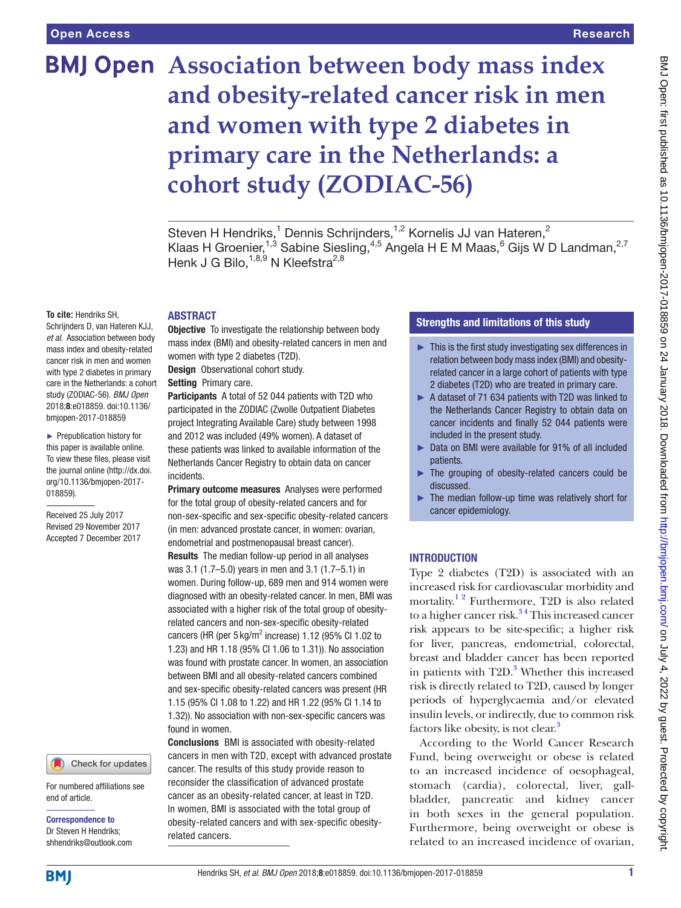# Association between body mass index and obesity-related cancer risk in men and women with type 2 diabetes in primary care in the Netherlands: a cohort study (ZODIAC-56)

Steven H Hendriks,[1] Dennis Schrijnders,[1,2] Kornelis JJ van Hateren,[2] Klaas H Groenier,[1,3] Sabine Siesling,[4,5] Angela H E M Maas,[6] Gijs W D Landman,[2,7] Henk J G Bilo,[1,8,9] N Kleefstra[2,8]

**To cite:** Hendriks SH, Schrijnders D, van Hateren KJJ, *et al*. Association between body mass index and obesity-related cancer risk in men and women with type 2 diabetes in primary care in the Netherlands: a cohort study (ZODIAC-56). *BMJ Open* 2018;**8**:e018859. doi:10.1136/bmjopen-2017-018859

► Prepublication history for this paper is available online. To view these files, please visit the journal online (http://dx.doi.org/10.1136/bmjopen-2017-018859).

Received 25 July 2017
Revised 29 November 2017
Accepted 7 December 2017

For numbered affiliations see end of article.

**Correspondence to**
Dr Steven H Hendriks; shhendriks@outlook.com

## ABSTRACT

**Objective** To investigate the relationship between body mass index (BMI) and obesity-related cancers in men and women with type 2 diabetes (T2D).

**Design** Observational cohort study.

**Setting** Primary care.

**Participants** A total of 52 044 patients with T2D who participated in the ZODIAC (Zwolle Outpatient Diabetes project Integrating Available Care) study between 1998 and 2012 was included (49% women). A dataset of these patients was linked to available information of the Netherlands Cancer Registry to obtain data on cancer incidents.

**Primary outcome measures** Analyses were performed for the total group of obesity-related cancers and for non-sex-specific and sex-specific obesity-related cancers (in men: advanced prostate cancer, in women: ovarian, endometrial and postmenopausal breast cancer).

**Results** The median follow-up period in all analyses was 3.1 (1.7–5.0) years in men and 3.1 (1.7–5.1) in women. During follow-up, 689 men and 914 women were diagnosed with an obesity-related cancer. In men, BMI was associated with a higher risk of the total group of obesity-related cancers and non-sex-specific obesity-related cancers (HR (per 5 kg/m$^2$ increase) 1.12 (95% CI 1.02 to 1.23) and HR 1.18 (95% CI 1.06 to 1.31)). No association was found with prostate cancer. In women, an association between BMI and all obesity-related cancers combined and sex-specific obesity-related cancers was present (HR 1.15 (95% CI 1.08 to 1.22) and HR 1.22 (95% CI 1.14 to 1.32)). No association with non-sex-specific cancers was found in women.

**Conclusions** BMI is associated with obesity-related cancers in men with T2D, except with advanced prostate cancer. The results of this study provide reason to reconsider the classification of advanced prostate cancer as an obesity-related cancer, at least in T2D. In women, BMI is associated with the total group of obesity-related cancers and with sex-specific obesity-related cancers.

## Strengths and limitations of this study

- This is the first study investigating sex differences in relation between body mass index (BMI) and obesity-related cancer in a large cohort of patients with type 2 diabetes (T2D) who are treated in primary care.
- A dataset of 71 634 patients with T2D was linked to the Netherlands Cancer Registry to obtain data on cancer incidents and finally 52 044 patients were included in the present study.
- Data on BMI were available for 91% of all included patients.
- The grouping of obesity-related cancers could be discussed.
- The median follow-up time was relatively short for cancer epidemiology.

## INTRODUCTION

Type 2 diabetes (T2D) is associated with an increased risk for cardiovascular morbidity and mortality.[1,2] Furthermore, T2D is also related to a higher cancer risk.[3,4] This increased cancer risk appears to be site-specific; a higher risk for liver, pancreas, endometrial, colorectal, breast and bladder cancer has been reported in patients with T2D.[3] Whether this increased risk is directly related to T2D, caused by longer periods of hyperglycaemia and/or elevated insulin levels, or indirectly, due to common risk factors like obesity, is not clear.[3]

According to the World Cancer Research Fund, being overweight or obese is related to an increased incidence of oesophageal, stomach (cardia), colorectal, liver, gallbladder, pancreatic and kidney cancer in both sexes in the general population. Furthermore, being overweight or obese is related to an increased incidence of ovarian,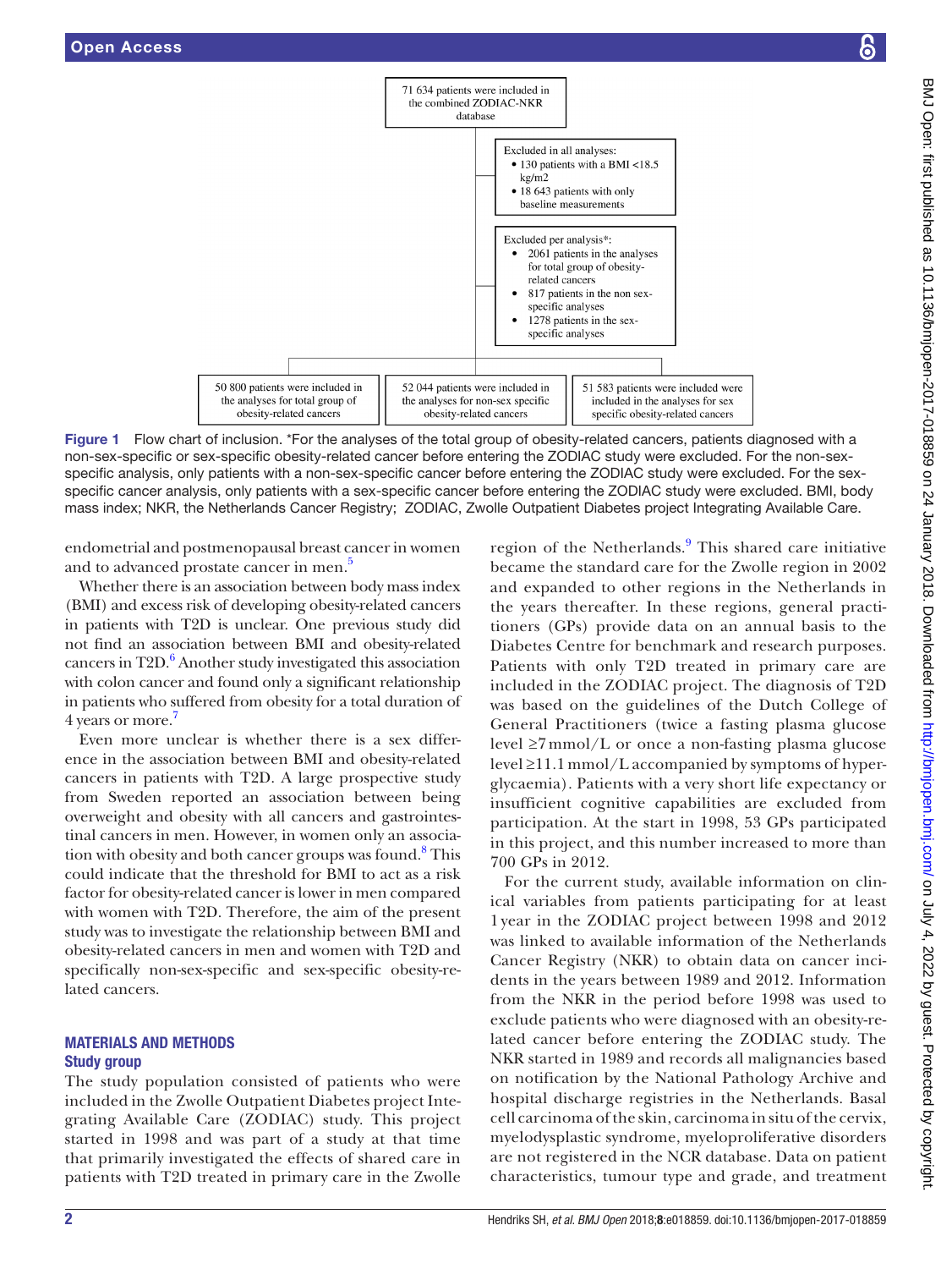71 634 patients were included in the combined ZODIAC-NKR database

Excluded in all analyses:
- 130 patients with a BMI <18.5 kg/m2
- 18 643 patients with only baseline measurements

Excluded per analysis*:
- 2061 patients in the analyses for total group of obesity-related cancers
- 817 patients in the non sex-specific analyses
- 1278 patients in the sex-specific analyses

50 800 patients were included in the analyses for total group of obesity-related cancers

52 044 patients were included in the analyses for non-sex specific obesity-related cancers

51 583 patients were included were included in the analyses for sex specific obesity-related cancers

**Figure 1** Flow chart of inclusion. *For the analyses of the total group of obesity-related cancers, patients diagnosed with a non-sex-specific or sex-specific obesity-related cancer before entering the ZODIAC study were excluded. For the non-sex-specific analysis, only patients with a non-sex-specific cancer before entering the ZODIAC study were excluded. For the sex-specific cancer analysis, only patients with a sex-specific cancer before entering the ZODIAC study were excluded. BMI, body mass index; NKR, the Netherlands Cancer Registry; ZODIAC, Zwolle Outpatient Diabetes project Integrating Available Care.

endometrial and postmenopausal breast cancer in women and to advanced prostate cancer in men.[5]

Whether there is an association between body mass index (BMI) and excess risk of developing obesity-related cancers in patients with T2D is unclear. One previous study did not find an association between BMI and obesity-related cancers in T2D.[6] Another study investigated this association with colon cancer and found only a significant relationship in patients who suffered from obesity for a total duration of 4 years or more.[7]

Even more unclear is whether there is a sex difference in the association between BMI and obesity-related cancers in patients with T2D. A large prospective study from Sweden reported an association between being overweight and obesity with all cancers and gastrointestinal cancers in men. However, in women only an association with obesity and both cancer groups was found.[8] This could indicate that the threshold for BMI to act as a risk factor for obesity-related cancer is lower in men compared with women with T2D. Therefore, the aim of the present study was to investigate the relationship between BMI and obesity-related cancers in men and women with T2D and specifically non-sex-specific and sex-specific obesity-related cancers.

## MATERIALS AND METHODS

### Study group

The study population consisted of patients who were included in the Zwolle Outpatient Diabetes project Integrating Available Care (ZODIAC) study. This project started in 1998 and was part of a study at that time that primarily investigated the effects of shared care in patients with T2D treated in primary care in the Zwolle region of the Netherlands.[9] This shared care initiative became the standard care for the Zwolle region in 2002 and expanded to other regions in the Netherlands in the years thereafter. In these regions, general practitioners (GPs) provide data on an annual basis to the Diabetes Centre for benchmark and research purposes. Patients with only T2D treated in primary care are included in the ZODIAC project. The diagnosis of T2D was based on the guidelines of the Dutch College of General Practitioners (twice a fasting plasma glucose level ≥7 mmol/L or once a non-fasting plasma glucose level ≥11.1 mmol/L accompanied by symptoms of hyperglycaemia). Patients with a very short life expectancy or insufficient cognitive capabilities are excluded from participation. At the start in 1998, 53 GPs participated in this project, and this number increased to more than 700 GPs in 2012.

For the current study, available information on clinical variables from patients participating for at least 1 year in the ZODIAC project between 1998 and 2012 was linked to available information of the Netherlands Cancer Registry (NKR) to obtain data on cancer incidents in the years between 1989 and 2012. Information from the NKR in the period before 1998 was used to exclude patients who were diagnosed with an obesity-related cancer before entering the ZODIAC study. The NKR started in 1989 and records all malignancies based on notification by the National Pathology Archive and hospital discharge registries in the Netherlands. Basal cell carcinoma of the skin, carcinoma in situ of the cervix, myelodysplastic syndrome, myeloproliferative disorders are not registered in the NCR database. Data on patient characteristics, tumour type and grade, and treatment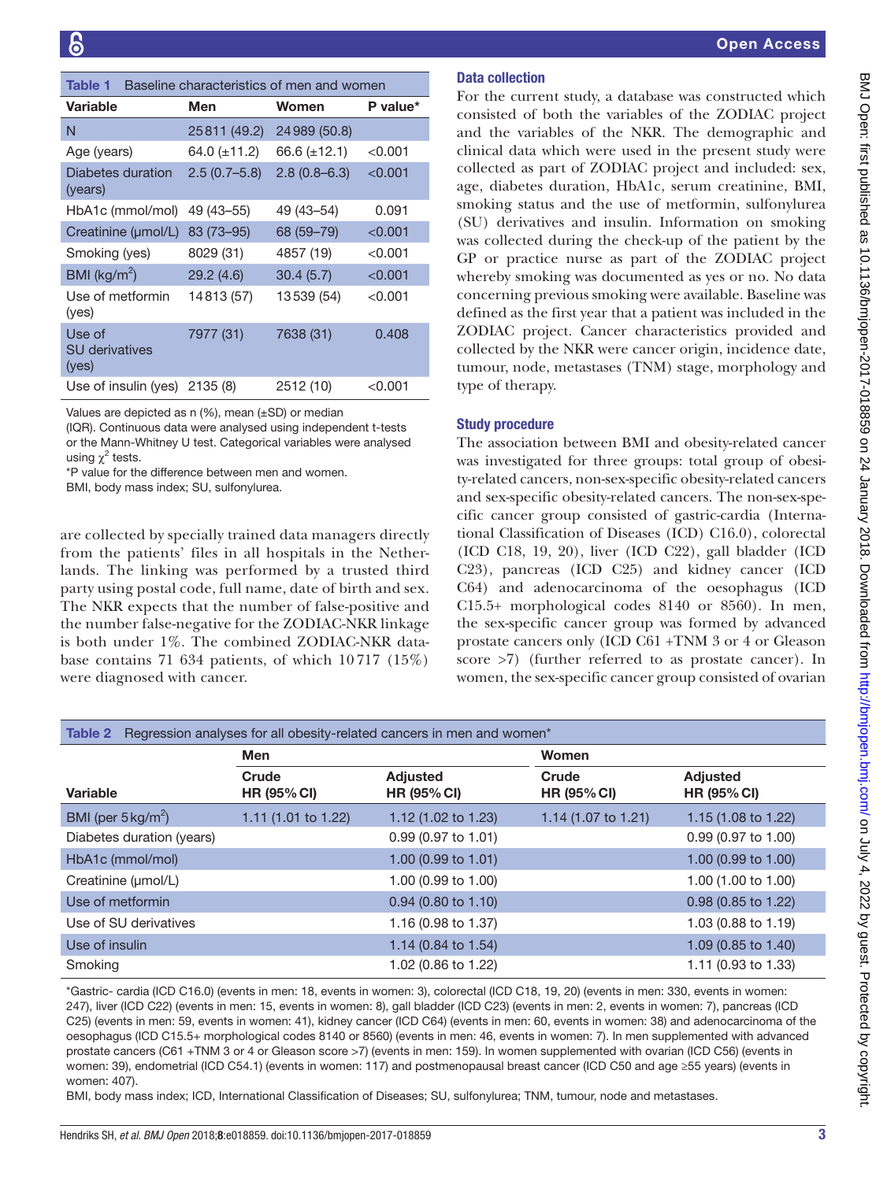**Table 1** Baseline characteristics of men and women

| Variable | Men | Women | P value* |
|---|---|---|---|
| N | 25 811 (49.2) | 24 989 (50.8) | |
| Age (years) | 64.0 (±11.2) | 66.6 (±12.1) | <0.001 |
| Diabetes duration (years) | 2.5 (0.7–5.8) | 2.8 (0.8–6.3) | <0.001 |
| HbA1c (mmol/mol) | 49 (43–55) | 49 (43–54) | 0.091 |
| Creatinine (µmol/L) | 83 (73–95) | 68 (59–79) | <0.001 |
| Smoking (yes) | 8029 (31) | 4857 (19) | <0.001 |
| BMI (kg/m$^2$) | 29.2 (4.6) | 30.4 (5.7) | <0.001 |
| Use of metformin (yes) | 14 813 (57) | 13 539 (54) | <0.001 |
| Use of SU derivatives (yes) | 7977 (31) | 7638 (31) | 0.408 |
| Use of insulin (yes) | 2135 (8) | 2512 (10) | <0.001 |

Values are depicted as n (%), mean (±SD) or median (IQR). Continuous data were analysed using independent t-tests or the Mann-Whitney U test. Categorical variables were analysed using $\chi^2$ tests.

*P value for the difference between men and women.

BMI, body mass index; SU, sulfonylurea.

are collected by specially trained data managers directly from the patients' files in all hospitals in the Netherlands. The linking was performed by a trusted third party using postal code, full name, date of birth and sex. The NKR expects that the number of false-positive and the number false-negative for the ZODIAC-NKR linkage is both under 1%. The combined ZODIAC-NKR database contains 71 634 patients, of which 10 717 (15%) were diagnosed with cancer.

### Data collection

For the current study, a database was constructed which consisted of both the variables of the ZODIAC project and the variables of the NKR. The demographic and clinical data which were used in the present study were collected as part of ZODIAC project and included: sex, age, diabetes duration, HbA1c, serum creatinine, BMI, smoking status and the use of metformin, sulfonylurea (SU) derivatives and insulin. Information on smoking was collected during the check-up of the patient by the GP or practice nurse as part of the ZODIAC project whereby smoking was documented as yes or no. No data concerning previous smoking were available. Baseline was defined as the first year that a patient was included in the ZODIAC project. Cancer characteristics provided and collected by the NKR were cancer origin, incidence date, tumour, node, metastases (TNM) stage, morphology and type of therapy.

### Study procedure

The association between BMI and obesity-related cancer was investigated for three groups: total group of obesity-related cancers, non-sex-specific obesity-related cancers and sex-specific obesity-related cancers. The non-sex-specific cancer group consisted of gastric-cardia (International Classification of Diseases (ICD) C16.0), colorectal (ICD C18, 19, 20), liver (ICD C22), gall bladder (ICD C23), pancreas (ICD C25) and kidney cancer (ICD C64) and adenocarcinoma of the oesophagus (ICD C15.5+ morphological codes 8140 or 8560). In men, the sex-specific cancer group was formed by advanced prostate cancers only (ICD C61 +TNM 3 or 4 or Gleason score >7) (further referred to as prostate cancer). In women, the sex-specific cancer group consisted of ovarian

**Table 2** Regression analyses for all obesity-related cancers in men and women*

| | Men | | Women | |
|---|---|---|---|---|
| Variable | Crude HR (95% CI) | Adjusted HR (95% CI) | Crude HR (95% CI) | Adjusted HR (95% CI) |
| BMI (per 5 kg/m$^2$) | 1.11 (1.01 to 1.22) | 1.12 (1.02 to 1.23) | 1.14 (1.07 to 1.21) | 1.15 (1.08 to 1.22) |
| Diabetes duration (years) | | 0.99 (0.97 to 1.01) | | 0.99 (0.97 to 1.00) |
| HbA1c (mmol/mol) | | 1.00 (0.99 to 1.01) | | 1.00 (0.99 to 1.00) |
| Creatinine (µmol/L) | | 1.00 (0.99 to 1.00) | | 1.00 (1.00 to 1.00) |
| Use of metformin | | 0.94 (0.80 to 1.10) | | 0.98 (0.85 to 1.22) |
| Use of SU derivatives | | 1.16 (0.98 to 1.37) | | 1.03 (0.88 to 1.19) |
| Use of insulin | | 1.14 (0.84 to 1.54) | | 1.09 (0.85 to 1.40) |
| Smoking | | 1.02 (0.86 to 1.22) | | 1.11 (0.93 to 1.33) |

*Gastric- cardia (ICD C16.0) (events in men: 18, events in women: 3), colorectal (ICD C18, 19, 20) (events in men: 330, events in women: 247), liver (ICD C22) (events in men: 15, events in women: 8), gall bladder (ICD C23) (events in men: 2, events in women: 7), pancreas (ICD C25) (events in men: 59, events in women: 41), kidney cancer (ICD C64) (events in men: 60, events in women: 38) and adenocarcinoma of the oesophagus (ICD C15.5+ morphological codes 8140 or 8560) (events in men: 46, events in women: 7). In men supplemented with advanced prostate cancers (C61 +TNM 3 or 4 or Gleason score >7) (events in men: 159). In women supplemented with ovarian (ICD C56) (events in women: 39), endometrial (ICD C54.1) (events in women: 117) and postmenopausal breast cancer (ICD C50 and age ≥55 years) (events in women: 407).

BMI, body mass index; ICD, International Classification of Diseases; SU, sulfonylurea; TNM, tumour, node and metastases.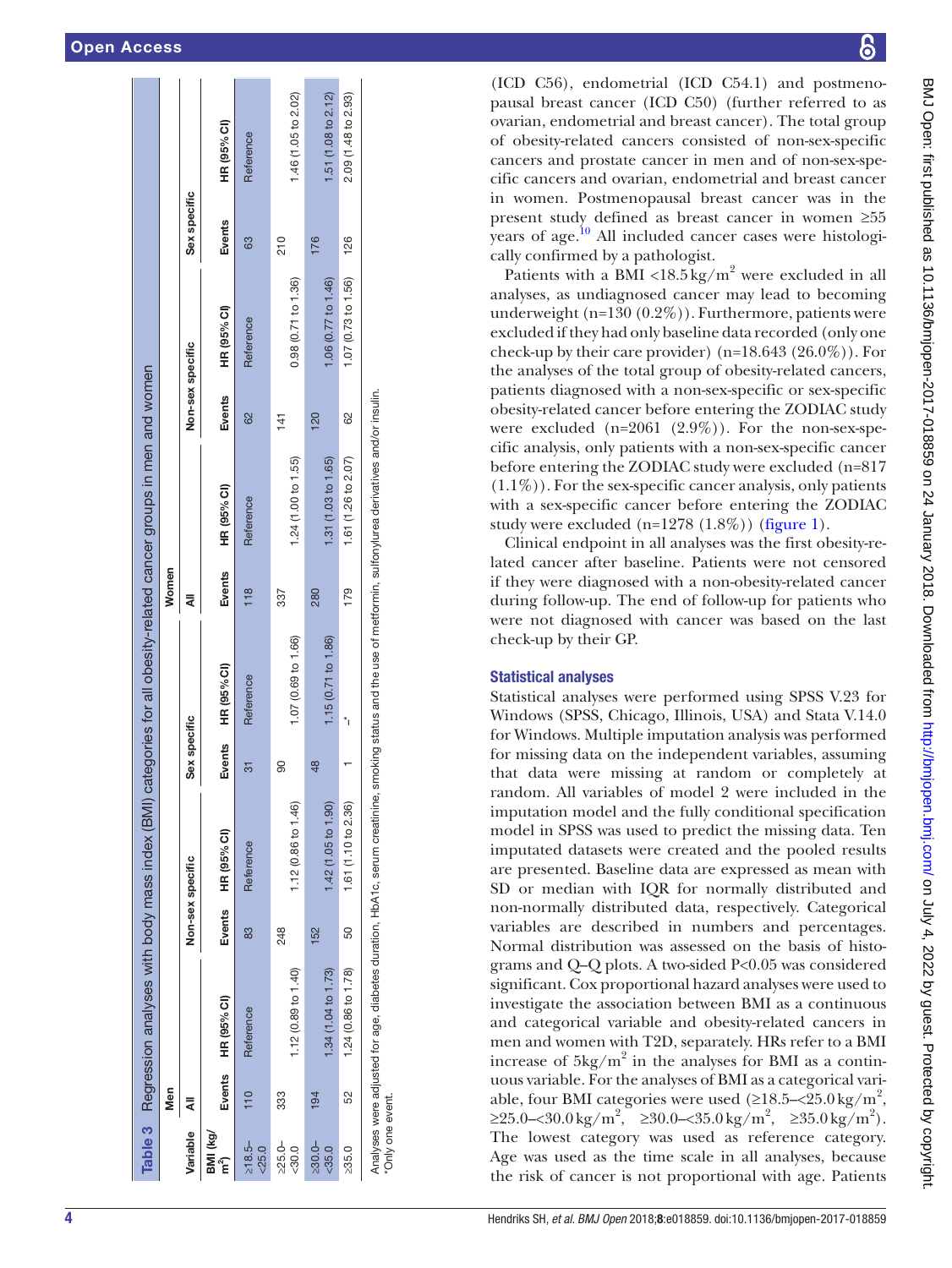**Table 3** Regression analyses with body mass index (BMI) categories for all obesity-related cancer groups in men and women

| Variable | Men | | | | | | Women | | | | | |
|---|---|---|---|---|---|---|---|---|---|---|---|---|
| | All | | Non-sex specific | | Sex specific | | All | | Non-sex specific | | Sex specific | |
| BMI (kg/m²) | Events | HR (95% CI) | Events | HR (95% CI) | Events | HR (95% CI) | Events | HR (95% CI) | Events | HR (95% CI) | Events | HR (95% CI) |
| ≥18.5–<25.0 | 110 | Reference | 83 | Reference | 31 | Reference | 118 | Reference | 62 | Reference | 63 | Reference |
| ≥25.0–<30.0 | 333 | 1.12 (0.89 to 1.40) | 248 | 1.12 (0.86 to 1.46) | 90 | 1.07 (0.69 to 1.66) | 337 | 1.24 (1.00 to 1.55) | 141 | 0.98 (0.71 to 1.36) | 210 | 1.46 (1.05 to 2.02) |
| ≥30.0–<35.0 | 194 | 1.34 (1.04 to 1.73) | 152 | 1.42 (1.05 to 1.90) | 48 | 1.15 (0.71 to 1.86) | 280 | 1.31 (1.03 to 1.65) | 120 | 1.06 (0.77 to 1.46) | 176 | 1.51 (1.08 to 2.12) |
| ≥35.0 | 52 | 1.24 (0.86 to 1.78) | 50 | 1.61 (1.10 to 2.36) | 1 | –* | 179 | 1.61 (1.26 to 2.07) | 62 | 1.07 (0.73 to 1.56) | 126 | 2.09 (1.48 to 2.93) |

Analyses were adjusted for age, diabetes duration, HbA1c, serum creatinine, smoking status and the use of metformin, sulfonylurea derivatives and/or insulin.
*Only one event.

(ICD C56), endometrial (ICD C54.1) and postmenopausal breast cancer (ICD C50) (further referred to as ovarian, endometrial and breast cancer). The total group of obesity-related cancers consisted of non-sex-specific cancers and prostate cancer in men and of non-sex-specific cancers and ovarian, endometrial and breast cancer in women. Postmenopausal breast cancer was in the present study defined as breast cancer in women ≥55 years of age.[10] All included cancer cases were histologically confirmed by a pathologist.

Patients with a BMI <18.5 kg/m² were excluded in all analyses, as undiagnosed cancer may lead to becoming underweight (n=130 (0.2%)). Furthermore, patients were excluded if they had only baseline data recorded (only one check-up by their care provider) (n=18.643 (26.0%)). For the analyses of the total group of obesity-related cancers, patients diagnosed with a non-sex-specific or sex-specific obesity-related cancer before entering the ZODIAC study were excluded (n=2061 (2.9%)). For the non-sex-specific analysis, only patients with a non-sex-specific cancer before entering the ZODIAC study were excluded (n=817 (1.1%)). For the sex-specific cancer analysis, only patients with a sex-specific cancer before entering the ZODIAC study were excluded (n=1278 (1.8%)) (figure 1).

Clinical endpoint in all analyses was the first obesity-related cancer after baseline. Patients were not censored if they were diagnosed with a non-obesity-related cancer during follow-up. The end of follow-up for patients who were not diagnosed with cancer was based on the last check-up by their GP.

## Statistical analyses

Statistical analyses were performed using SPSS V.23 for Windows (SPSS, Chicago, Illinois, USA) and Stata V.14.0 for Windows. Multiple imputation analysis was performed for missing data on the independent variables, assuming that data were missing at random or completely at random. All variables of model 2 were included in the imputation model and the fully conditional specification model in SPSS was used to predict the missing data. Ten imputed datasets were created and the pooled results are presented. Baseline data are expressed as mean with SD or median with IQR for normally distributed and non-normally distributed data, respectively. Categorical variables are described in numbers and percentages. Normal distribution was assessed on the basis of histograms and Q–Q plots. A two-sided P<0.05 was considered significant. Cox proportional hazard analyses were used to investigate the association between BMI as a continuous and categorical variable and obesity-related cancers in men and women with T2D, separately. HRs refer to a BMI increase of 5 kg/m² in the analyses for BMI as a continuous variable. For the analyses of BMI as a categorical variable, four BMI categories were used (≥18.5–<25.0 kg/m², ≥25.0–<30.0 kg/m², ≥30.0–<35.0 kg/m², ≥35.0 kg/m²). The lowest category was used as reference category. Age was used as the time scale in all analyses, because the risk of cancer is not proportional with age. Patients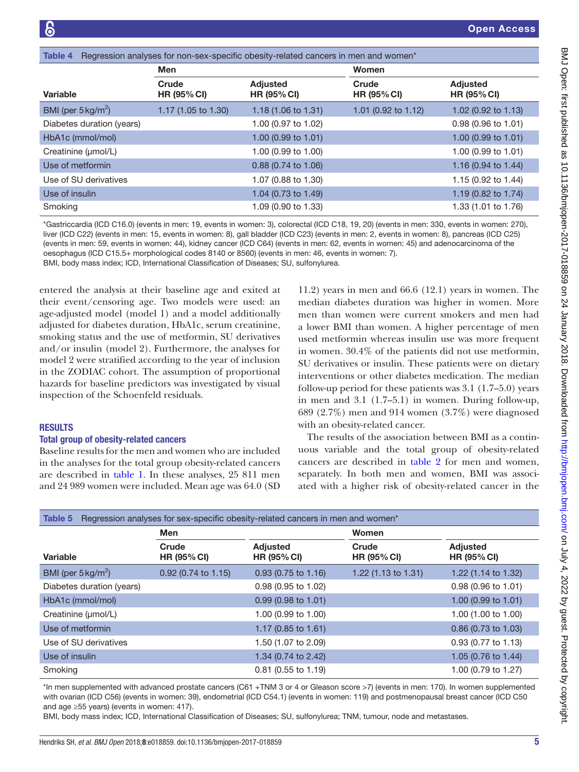**Table 4** Regression analyses for non-sex-specific obesity-related cancers in men and women*

| | Men | | Women | |
|---|---|---|---|---|
| Variable | Crude HR (95% CI) | Adjusted HR (95% CI) | Crude HR (95% CI) | Adjusted HR (95% CI) |
| BMI (per 5 kg/m$^2$) | 1.17 (1.05 to 1.30) | 1.18 (1.06 to 1.31) | 1.01 (0.92 to 1.12) | 1.02 (0.92 to 1.13) |
| Diabetes duration (years) | | 1.00 (0.97 to 1.02) | | 0.98 (0.96 to 1.01) |
| HbA1c (mmol/mol) | | 1.00 (0.99 to 1.01) | | 1.00 (0.99 to 1.01) |
| Creatinine (µmol/L) | | 1.00 (0.99 to 1.00) | | 1.00 (0.99 to 1.01) |
| Use of metformin | | 0.88 (0.74 to 1.06) | | 1.16 (0.94 to 1.44) |
| Use of SU derivatives | | 1.07 (0.88 to 1.30) | | 1.15 (0.92 to 1.44) |
| Use of insulin | | 1.04 (0.73 to 1.49) | | 1.19 (0.82 to 1.74) |
| Smoking | | 1.09 (0.90 to 1.33) | | 1.33 (1.01 to 1.76) |

*Gastriccardia (ICD C16.0) (events in men: 19, events in women: 3), colorectal (ICD C18, 19, 20) (events in men: 330, events in women: 270), liver (ICD C22) (events in men: 15, events in women: 8), gall bladder (ICD C23) (events in men: 2, events in women: 8), pancreas (ICD C25) (events in men: 59, events in women: 44), kidney cancer (ICD C64) (events in men: 62, events in women: 45) and adenocarcinoma of the oesophagus (ICD C15.5+ morphological codes 8140 or 8560) (events in men: 46, events in women: 7).
BMI, body mass index; ICD, International Classification of Diseases; SU, sulfonylurea.

entered the analysis at their baseline age and exited at their event/censoring age. Two models were used: an age-adjusted model (model 1) and a model additionally adjusted for diabetes duration, HbA1c, serum creatinine, smoking status and the use of metformin, SU derivatives and/or insulin (model 2). Furthermore, the analyses for model 2 were stratified according to the year of inclusion in the ZODIAC cohort. The assumption of proportional hazards for baseline predictors was investigated by visual inspection of the Schoenfeld residuals.

## RESULTS

### Total group of obesity-related cancers

Baseline results for the men and women who are included in the analyses for the total group obesity-related cancers are described in table 1. In these analyses, 25 811 men and 24 989 women were included. Mean age was 64.0 (SD 11.2) years in men and 66.6 (12.1) years in women. The median diabetes duration was higher in women. More men than women were current smokers and men had a lower BMI than women. A higher percentage of men used metformin whereas insulin use was more frequent in women. 30.4% of the patients did not use metformin, SU derivatives or insulin. These patients were on dietary interventions or other diabetes medication. The median follow-up period for these patients was 3.1 (1.7–5.0) years in men and 3.1 (1.7–5.1) in women. During follow-up, 689 (2.7%) men and 914 women (3.7%) were diagnosed with an obesity-related cancer.

The results of the association between BMI as a continuous variable and the total group of obesity-related cancers are described in table 2 for men and women, separately. In both men and women, BMI was associated with a higher risk of obesity-related cancer in the

**Table 5** Regression analyses for sex-specific obesity-related cancers in men and women*

| | Men | | Women | |
|---|---|---|---|---|
| Variable | Crude HR (95% CI) | Adjusted HR (95% CI) | Crude HR (95% CI) | Adjusted HR (95% CI) |
| BMI (per 5 kg/m$^2$) | 0.92 (0.74 to 1.15) | 0.93 (0.75 to 1.16) | 1.22 (1.13 to 1.31) | 1.22 (1.14 to 1.32) |
| Diabetes duration (years) | | 0.98 (0.95 to 1.02) | | 0.98 (0.96 to 1.01) |
| HbA1c (mmol/mol) | | 0.99 (0.98 to 1.01) | | 1.00 (0.99 to 1.01) |
| Creatinine (µmol/L) | | 1.00 (0.99 to 1.00) | | 1.00 (1.00 to 1.00) |
| Use of metformin | | 1.17 (0.85 to 1.61) | | 0.86 (0.73 to 1.03) |
| Use of SU derivatives | | 1.50 (1.07 to 2.09) | | 0.93 (0.77 to 1.13) |
| Use of insulin | | 1.34 (0.74 to 2.42) | | 1.05 (0.76 to 1.44) |
| Smoking | | 0.81 (0.55 to 1.19) | | 1.00 (0.79 to 1.27) |

*In men supplemented with advanced prostate cancers (C61 +TNM 3 or 4 or Gleason score >7) (events in men: 170). In women supplemented with ovarian (ICD C56) (events in women: 39), endometrial (ICD C54.1) (events in women: 119) and postmenopausal breast cancer (ICD C50 and age ≥55 years) (events in women: 417).
BMI, body mass index; ICD, International Classification of Diseases; SU, sulfonylurea; TNM, tumour, node and metastases.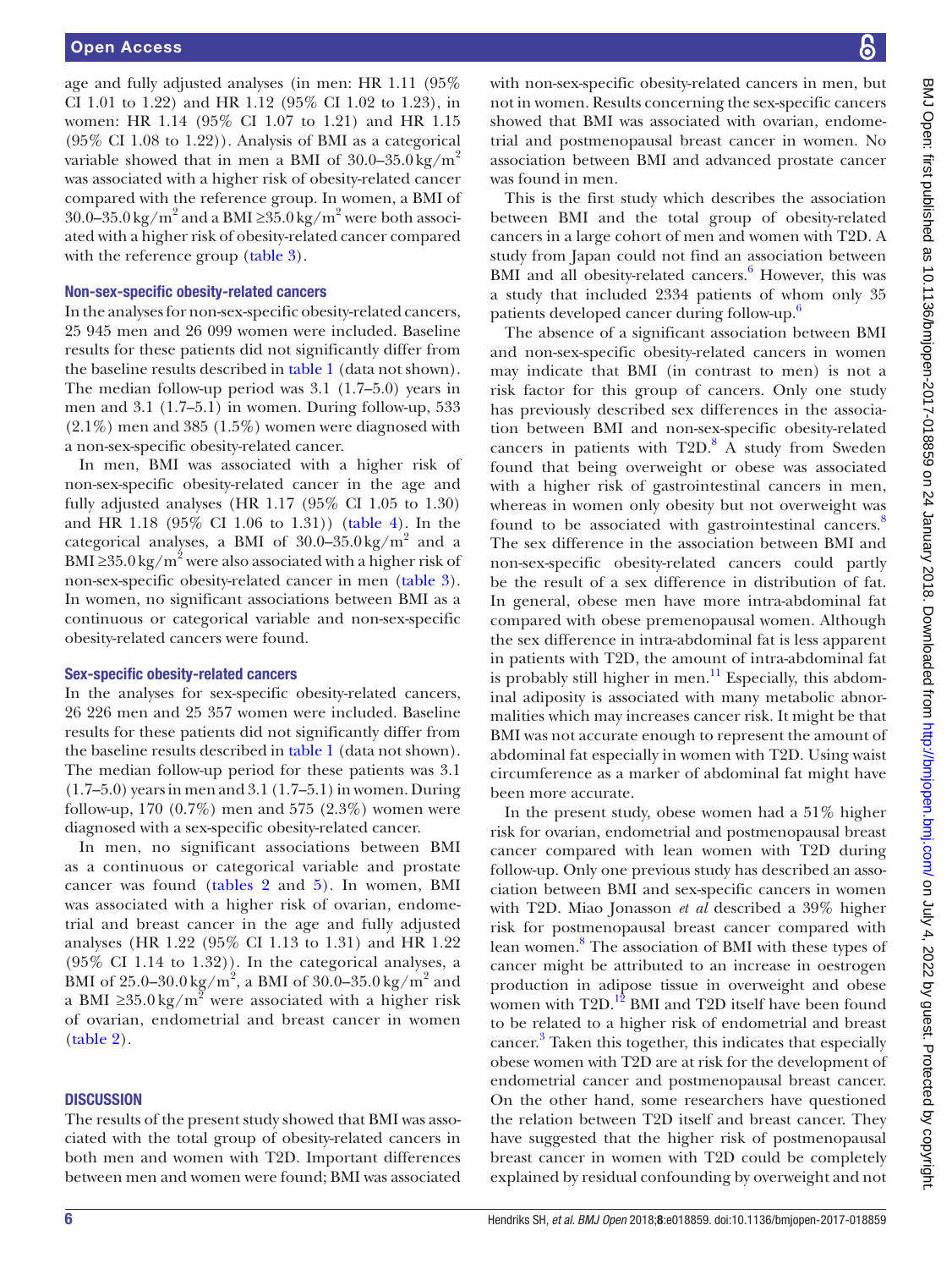age and fully adjusted analyses (in men: HR 1.11 (95% CI 1.01 to 1.22) and HR 1.12 (95% CI 1.02 to 1.23), in women: HR 1.14 (95% CI 1.07 to 1.21) and HR 1.15 (95% CI 1.08 to 1.22)). Analysis of BMI as a categorical variable showed that in men a BMI of 30.0–35.0 $kg/m^2$ was associated with a higher risk of obesity-related cancer compared with the reference group. In women, a BMI of 30.0–35.0 $kg/m^2$ and a BMI ≥35.0 $kg/m^2$ were both associated with a higher risk of obesity-related cancer compared with the reference group (table 3).

### Non-sex-specific obesity-related cancers

In the analyses for non-sex-specific obesity-related cancers, 25 945 men and 26 099 women were included. Baseline results for these patients did not significantly differ from the baseline results described in table 1 (data not shown). The median follow-up period was 3.1 (1.7–5.0) years in men and 3.1 (1.7–5.1) in women. During follow-up, 533 (2.1%) men and 385 (1.5%) women were diagnosed with a non-sex-specific obesity-related cancer.

In men, BMI was associated with a higher risk of non-sex-specific obesity-related cancer in the age and fully adjusted analyses (HR 1.17 (95% CI 1.05 to 1.30) and HR 1.18 (95% CI 1.06 to 1.31)) (table 4). In the categorical analyses, a BMI of 30.0–35.0 $kg/m^2$ and a BMI ≥35.0 $kg/m^2$ were also associated with a higher risk of non-sex-specific obesity-related cancer in men (table 3). In women, no significant associations between BMI as a continuous or categorical variable and non-sex-specific obesity-related cancers were found.

### Sex-specific obesity-related cancers

In the analyses for sex-specific obesity-related cancers, 26 226 men and 25 357 women were included. Baseline results for these patients did not significantly differ from the baseline results described in table 1 (data not shown). The median follow-up period for these patients was 3.1 (1.7–5.0) years in men and 3.1 (1.7–5.1) in women. During follow-up, 170 (0.7%) men and 575 (2.3%) women were diagnosed with a sex-specific obesity-related cancer.

In men, no significant associations between BMI as a continuous or categorical variable and prostate cancer was found (tables 2 and 5). In women, BMI was associated with a higher risk of ovarian, endometrial and breast cancer in the age and fully adjusted analyses (HR 1.22 (95% CI 1.13 to 1.31) and HR 1.22 (95% CI 1.14 to 1.32)). In the categorical analyses, a BMI of 25.0–30.0 $kg/m^2$, a BMI of 30.0–35.0 $kg/m^2$ and a BMI ≥35.0 $kg/m^2$ were associated with a higher risk of ovarian, endometrial and breast cancer in women (table 2).

## Discussion

The results of the present study showed that BMI was associated with the total group of obesity-related cancers in both men and women with T2D. Important differences between men and women were found; BMI was associated with non-sex-specific obesity-related cancers in men, but not in women. Results concerning the sex-specific cancers showed that BMI was associated with ovarian, endometrial and postmenopausal breast cancer in women. No association between BMI and advanced prostate cancer was found in men.

This is the first study which describes the association between BMI and the total group of obesity-related cancers in a large cohort of men and women with T2D. A study from Japan could not find an association between BMI and all obesity-related cancers.[6] However, this was a study that included 2334 patients of whom only 35 patients developed cancer during follow-up.[6]

The absence of a significant association between BMI and non-sex-specific obesity-related cancers in women may indicate that BMI (in contrast to men) is not a risk factor for this group of cancers. Only one study has previously described sex differences in the association between BMI and non-sex-specific obesity-related cancers in patients with T2D.[8] A study from Sweden found that being overweight or obese was associated with a higher risk of gastrointestinal cancers in men, whereas in women only obesity but not overweight was found to be associated with gastrointestinal cancers.[8] The sex difference in the association between BMI and non-sex-specific obesity-related cancers could partly be the result of a sex difference in distribution of fat. In general, obese men have more intra-abdominal fat compared with obese premenopausal women. Although the sex difference in intra-abdominal fat is less apparent in patients with T2D, the amount of intra-abdominal fat is probably still higher in men.[11] Especially, this abdominal adiposity is associated with many metabolic abnormalities which may increases cancer risk. It might be that BMI was not accurate enough to represent the amount of abdominal fat especially in women with T2D. Using waist circumference as a marker of abdominal fat might have been more accurate.

In the present study, obese women had a 51% higher risk for ovarian, endometrial and postmenopausal breast cancer compared with lean women with T2D during follow-up. Only one previous study has described an association between BMI and sex-specific cancers in women with T2D. Miao Jonasson *et al* described a 39% higher risk for postmenopausal breast cancer compared with lean women.[8] The association of BMI with these types of cancer might be attributed to an increase in oestrogen production in adipose tissue in overweight and obese women with T2D.[12] BMI and T2D itself have been found to be related to a higher risk of endometrial and breast cancer.[3] Taken this together, this indicates that especially obese women with T2D are at risk for the development of endometrial cancer and postmenopausal breast cancer. On the other hand, some researchers have questioned the relation between T2D itself and breast cancer. They have suggested that the higher risk of postmenopausal breast cancer in women with T2D could be completely explained by residual confounding by overweight and not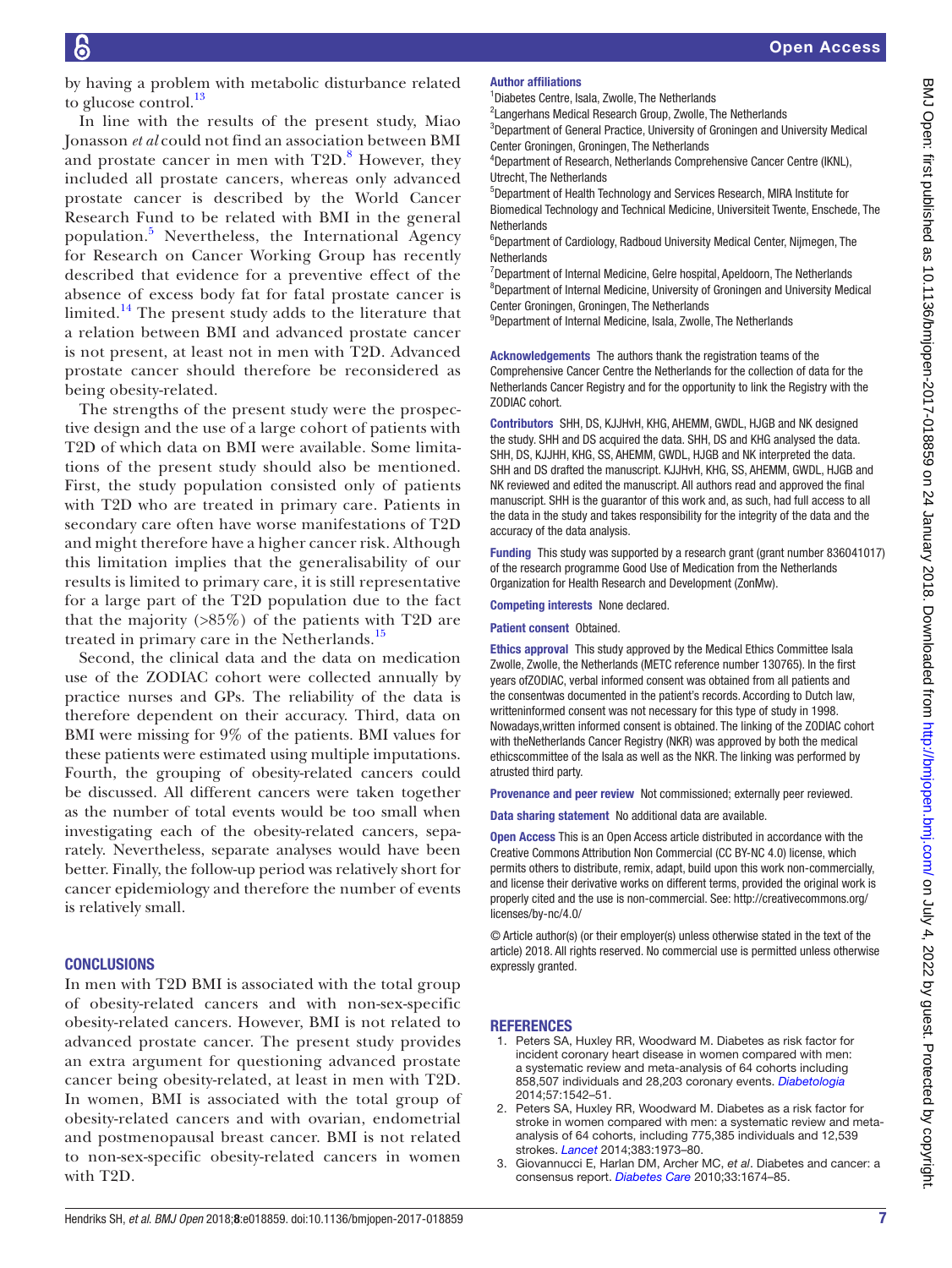by having a problem with metabolic disturbance related to glucose control.[13]

In line with the results of the present study, Miao Jonasson *et al* could not find an association between BMI and prostate cancer in men with T2D.[8] However, they included all prostate cancers, whereas only advanced prostate cancer is described by the World Cancer Research Fund to be related with BMI in the general population.[5] Nevertheless, the International Agency for Research on Cancer Working Group has recently described that evidence for a preventive effect of the absence of excess body fat for fatal prostate cancer is limited.[14] The present study adds to the literature that a relation between BMI and advanced prostate cancer is not present, at least not in men with T2D. Advanced prostate cancer should therefore be reconsidered as being obesity-related.

The strengths of the present study were the prospective design and the use of a large cohort of patients with T2D of which data on BMI were available. Some limitations of the present study should also be mentioned. First, the study population consisted only of patients with T2D who are treated in primary care. Patients in secondary care often have worse manifestations of T2D and might therefore have a higher cancer risk. Although this limitation implies that the generalisability of our results is limited to primary care, it is still representative for a large part of the T2D population due to the fact that the majority (>85%) of the patients with T2D are treated in primary care in the Netherlands.[15]

Second, the clinical data and the data on medication use of the ZODIAC cohort were collected annually by practice nurses and GPs. The reliability of the data is therefore dependent on their accuracy. Third, data on BMI were missing for 9% of the patients. BMI values for these patients were estimated using multiple imputations. Fourth, the grouping of obesity-related cancers could be discussed. All different cancers were taken together as the number of total events would be too small when investigating each of the obesity-related cancers, separately. Nevertheless, separate analyses would have been better. Finally, the follow-up period was relatively short for cancer epidemiology and therefore the number of events is relatively small.

## CONCLUSIONS

In men with T2D BMI is associated with the total group of obesity-related cancers and with non-sex-specific obesity-related cancers. However, BMI is not related to advanced prostate cancer. The present study provides an extra argument for questioning advanced prostate cancer being obesity-related, at least in men with T2D. In women, BMI is associated with the total group of obesity-related cancers and with ovarian, endometrial and postmenopausal breast cancer. BMI is not related to non-sex-specific obesity-related cancers in women with T2D.

**Author affiliations**

[1]Diabetes Centre, Isala, Zwolle, The Netherlands
[2]Langerhans Medical Research Group, Zwolle, The Netherlands
[3]Department of General Practice, University of Groningen and University Medical Center Groningen, Groningen, The Netherlands
[4]Department of Research, Netherlands Comprehensive Cancer Centre (IKNL), Utrecht, The Netherlands
[5]Department of Health Technology and Services Research, MIRA Institute for Biomedical Technology and Technical Medicine, Universiteit Twente, Enschede, The Netherlands
[6]Department of Cardiology, Radboud University Medical Center, Nijmegen, The Netherlands
[7]Department of Internal Medicine, Gelre hospital, Apeldoorn, The Netherlands
[8]Department of Internal Medicine, University of Groningen and University Medical Center Groningen, Groningen, The Netherlands
[9]Department of Internal Medicine, Isala, Zwolle, The Netherlands

**Acknowledgements** The authors thank the registration teams of the Comprehensive Cancer Centre the Netherlands for the collection of data for the Netherlands Cancer Registry and for the opportunity to link the Registry with the ZODIAC cohort.

**Contributors** SHH, DS, KJJHvH, KHG, AHEMM, GWDL, HJGB and NK designed the study. SHH and DS acquired the data. SHH, DS and KHG analysed the data. SHH, DS, KJJHH, KHG, SS, AHEMM, GWDL, HJGB and NK interpreted the data. SHH and DS drafted the manuscript. KJJHvH, KHG, SS, AHEMM, GWDL, HJGB and NK reviewed and edited the manuscript. All authors read and approved the final manuscript. SHH is the guarantor of this work and, as such, had full access to all the data in the study and takes responsibility for the integrity of the data and the accuracy of the data analysis.

**Funding** This study was supported by a research grant (grant number 836041017) of the research programme Good Use of Medication from the Netherlands Organization for Health Research and Development (ZonMw).

**Competing interests** None declared.

**Patient consent** Obtained.

**Ethics approval** This study approved by the Medical Ethics Committee Isala Zwolle, Zwolle, the Netherlands (METC reference number 130765). In the first years ofZODIAC, verbal informed consent was obtained from all patients and the consentwas documented in the patient's records. According to Dutch law, writteninformed consent was not necessary for this type of study in 1998. Nowadays,written informed consent is obtained. The linking of the ZODIAC cohort with theNetherlands Cancer Registry (NKR) was approved by both the medical ethicscommittee of the Isala as well as the NKR. The linking was performed by atrusted third party.

**Provenance and peer review** Not commissioned; externally peer reviewed.

**Data sharing statement** No additional data are available.

**Open Access** This is an Open Access article distributed in accordance with the Creative Commons Attribution Non Commercial (CC BY-NC 4.0) license, which permits others to distribute, remix, adapt, build upon this work non-commercially, and license their derivative works on different terms, provided the original work is properly cited and the use is non-commercial. See: http://creativecommons.org/licenses/by-nc/4.0/

© Article author(s) (or their employer(s) unless otherwise stated in the text of the article) 2018. All rights reserved. No commercial use is permitted unless otherwise expressly granted.

## REFERENCES

1. Peters SA, Huxley RR, Woodward M. Diabetes as risk factor for incident coronary heart disease in women compared with men: a systematic review and meta-analysis of 64 cohorts including 858,507 individuals and 28,203 coronary events. *Diabetologia* 2014;57:1542–51.
2. Peters SA, Huxley RR, Woodward M. Diabetes as a risk factor for stroke in women compared with men: a systematic review and meta-analysis of 64 cohorts, including 775,385 individuals and 12,539 strokes. *Lancet* 2014;383:1973–80.
3. Giovannucci E, Harlan DM, Archer MC, *et al*. Diabetes and cancer: a consensus report. *Diabetes Care* 2010;33:1674–85.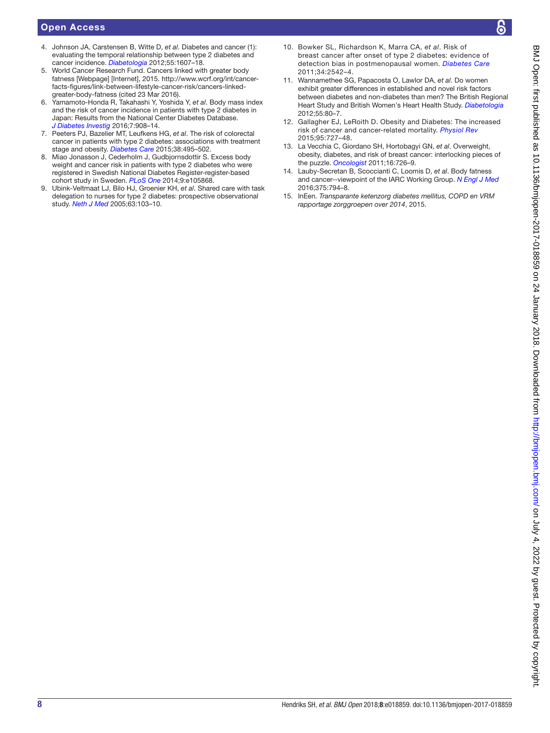4. Johnson JA, Carstensen B, Witte D, *et al*. Diabetes and cancer (1): evaluating the temporal relationship between type 2 diabetes and cancer incidence. *Diabetologia* 2012;55:1607–18.
5. World Cancer Research Fund. Cancers linked with greater body fatness [Webpage] [Internet], 2015. http://www.wcrf.org/int/cancer-facts-figures/link-between-lifestyle-cancer-risk/cancers-linked-greater-body-fatness (cited 23 Mar 2016).
6. Yamamoto-Honda R, Takahashi Y, Yoshida Y, *et al*. Body mass index and the risk of cancer incidence in patients with type 2 diabetes in Japan: Results from the National Center Diabetes Database. *J Diabetes Investig* 2016;7:908–14.
7. Peeters PJ, Bazelier MT, Leufkens HG, *et al*. The risk of colorectal cancer in patients with type 2 diabetes: associations with treatment stage and obesity. *Diabetes Care* 2015;38:495–502.
8. Miao Jonasson J, Cederholm J, Gudbjornsdottir S. Excess body weight and cancer risk in patients with type 2 diabetes who were registered in Swedish National Diabetes Register-register-based cohort study in Sweden. *PLoS One* 2014;9:e105868.
9. Ubink-Veltmaat LJ, Bilo HJ, Groenier KH, *et al*. Shared care with task delegation to nurses for type 2 diabetes: prospective observational study. *Neth J Med* 2005;63:103–10.
10. Bowker SL, Richardson K, Marra CA, *et al*. Risk of breast cancer after onset of type 2 diabetes: evidence of detection bias in postmenopausal women. *Diabetes Care* 2011;34:2542–4.
11. Wannamethee SG, Papacosta O, Lawlor DA, *et al*. Do women exhibit greater differences in established and novel risk factors between diabetes and non-diabetes than men? The British Regional Heart Study and British Women's Heart Health Study. *Diabetologia* 2012;55:80–7.
12. Gallagher EJ, LeRoith D. Obesity and Diabetes: The increased risk of cancer and cancer-related mortality. *Physiol Rev* 2015;95:727–48.
13. La Vecchia C, Giordano SH, Hortobagyi GN, *et al*. Overweight, obesity, diabetes, and risk of breast cancer: interlocking pieces of the puzzle. *Oncologist* 2011;16:726–9.
14. Lauby-Secretan B, Scoccianti C, Loomis D, *et al*. Body fatness and cancer--viewpoint of the IARC Working Group. *N Engl J Med* 2016;375:794–8.
15. InEen. *Transparante ketenzorg diabetes mellitus, COPD en VRM rapportage zorggroepen over 2014*, 2015.